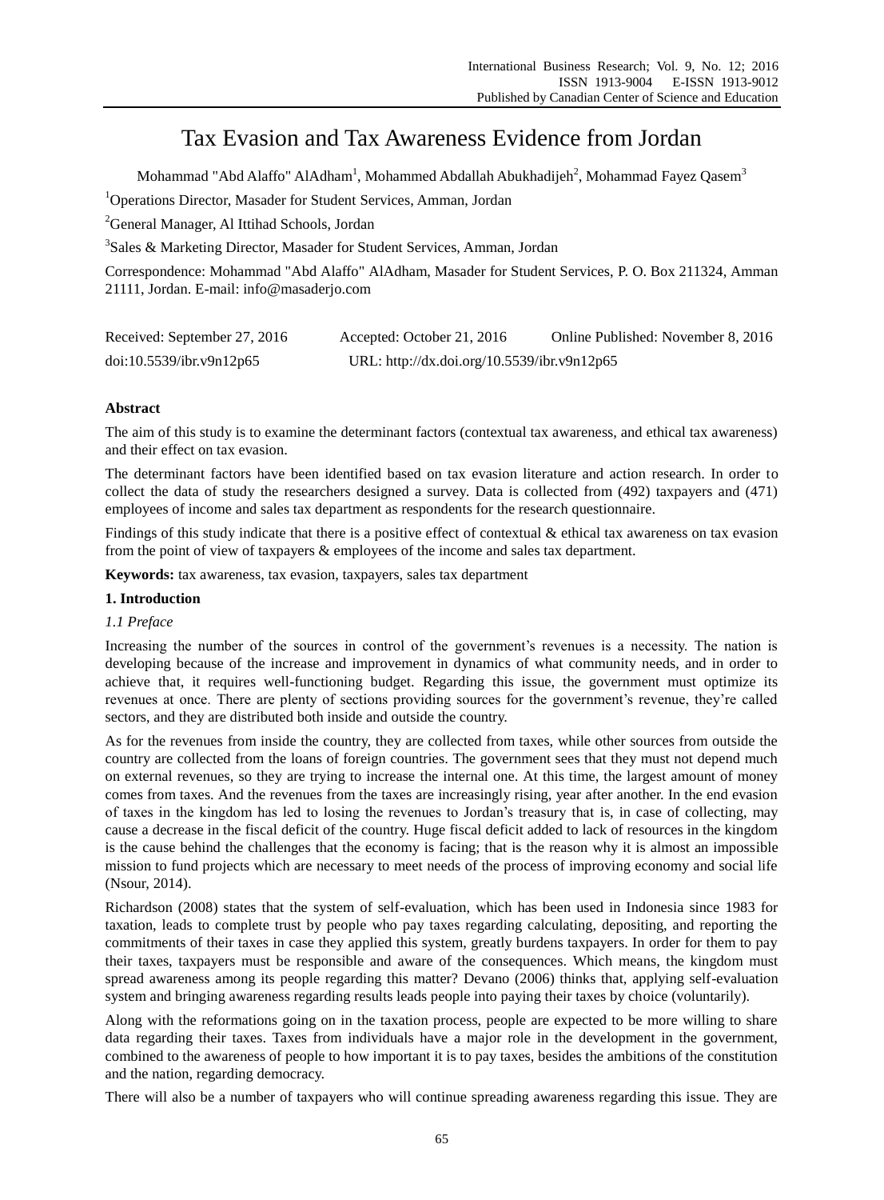# Tax Evasion and Tax Awareness Evidence from Jordan

Mohammad "Abd Alaffo" AlAdham[1], Mohammed Abdallah Abukhadijeh[2], Mohammad Fayez Qasem[3]

[1]Operations Director, Masader for Student Services, Amman, Jordan

[2]General Manager, Al Ittihad Schools, Jordan

[3]Sales & Marketing Director, Masader for Student Services, Amman, Jordan

Correspondence: Mohammad "Abd Alaffo" AlAdham, Masader for Student Services, P. O. Box 211324, Amman 21111, Jordan. E-mail: info@masaderjo.com

Received: September 27, 2016 Accepted: October 21, 2016 Online Published: November 8, 2016

doi:10.5539/ibr.v9n12p65 URL: http://dx.doi.org/10.5539/ibr.v9n12p65

**Abstract**

The aim of this study is to examine the determinant factors (contextual tax awareness, and ethical tax awareness) and their effect on tax evasion.

The determinant factors have been identified based on tax evasion literature and action research. In order to collect the data of study the researchers designed a survey. Data is collected from (492) taxpayers and (471) employees of income and sales tax department as respondents for the research questionnaire.

Findings of this study indicate that there is a positive effect of contextual & ethical tax awareness on tax evasion from the point of view of taxpayers & employees of the income and sales tax department.

**Keywords:** tax awareness, tax evasion, taxpayers, sales tax department

## 1. Introduction

### *1.1 Preface*

Increasing the number of the sources in control of the government's revenues is a necessity. The nation is developing because of the increase and improvement in dynamics of what community needs, and in order to achieve that, it requires well-functioning budget. Regarding this issue, the government must optimize its revenues at once. There are plenty of sections providing sources for the government's revenue, they're called sectors, and they are distributed both inside and outside the country.

As for the revenues from inside the country, they are collected from taxes, while other sources from outside the country are collected from the loans of foreign countries. The government sees that they must not depend much on external revenues, so they are trying to increase the internal one. At this time, the largest amount of money comes from taxes. And the revenues from the taxes are increasingly rising, year after another. In the end evasion of taxes in the kingdom has led to losing the revenues to Jordan's treasury that is, in case of collecting, may cause a decrease in the fiscal deficit of the country. Huge fiscal deficit added to lack of resources in the kingdom is the cause behind the challenges that the economy is facing; that is the reason why it is almost an impossible mission to fund projects which are necessary to meet needs of the process of improving economy and social life (Nsour, 2014).

Richardson (2008) states that the system of self-evaluation, which has been used in Indonesia since 1983 for taxation, leads to complete trust by people who pay taxes regarding calculating, depositing, and reporting the commitments of their taxes in case they applied this system, greatly burdens taxpayers. In order for them to pay their taxes, taxpayers must be responsible and aware of the consequences. Which means, the kingdom must spread awareness among its people regarding this matter? Devano (2006) thinks that, applying self-evaluation system and bringing awareness regarding results leads people into paying their taxes by choice (voluntarily).

Along with the reformations going on in the taxation process, people are expected to be more willing to share data regarding their taxes. Taxes from individuals have a major role in the development in the government, combined to the awareness of people to how important it is to pay taxes, besides the ambitions of the constitution and the nation, regarding democracy.

There will also be a number of taxpayers who will continue spreading awareness regarding this issue. They are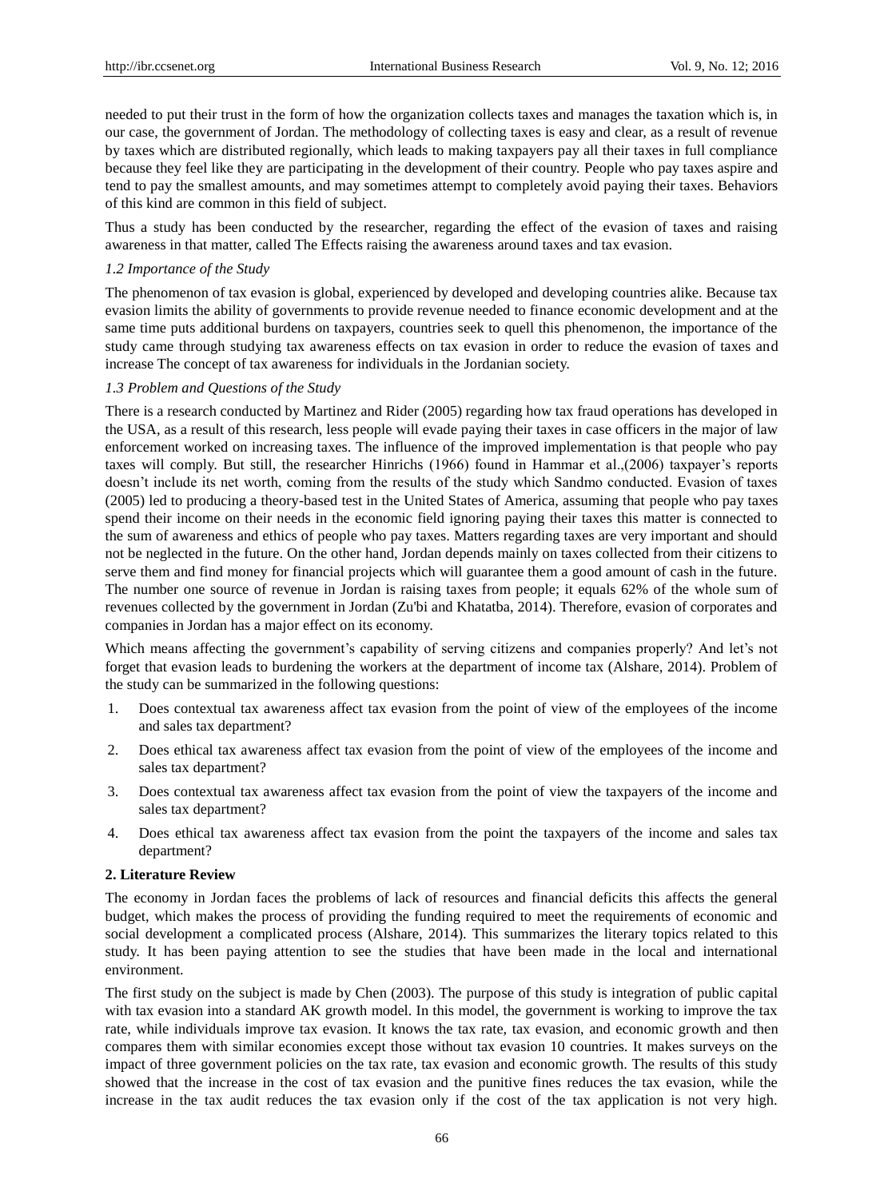needed to put their trust in the form of how the organization collects taxes and manages the taxation which is, in our case, the government of Jordan. The methodology of collecting taxes is easy and clear, as a result of revenue by taxes which are distributed regionally, which leads to making taxpayers pay all their taxes in full compliance because they feel like they are participating in the development of their country. People who pay taxes aspire and tend to pay the smallest amounts, and may sometimes attempt to completely avoid paying their taxes. Behaviors of this kind are common in this field of subject.

Thus a study has been conducted by the researcher, regarding the effect of the evasion of taxes and raising awareness in that matter, called The Effects raising the awareness around taxes and tax evasion.

### *1.2 Importance of the Study*

The phenomenon of tax evasion is global, experienced by developed and developing countries alike. Because tax evasion limits the ability of governments to provide revenue needed to finance economic development and at the same time puts additional burdens on taxpayers, countries seek to quell this phenomenon, the importance of the study came through studying tax awareness effects on tax evasion in order to reduce the evasion of taxes and increase The concept of tax awareness for individuals in the Jordanian society.

### *1.3 Problem and Questions of the Study*

There is a research conducted by Martinez and Rider (2005) regarding how tax fraud operations has developed in the USA, as a result of this research, less people will evade paying their taxes in case officers in the major of law enforcement worked on increasing taxes. The influence of the improved implementation is that people who pay taxes will comply. But still, the researcher Hinrichs (1966) found in Hammar et al.,(2006) taxpayer's reports doesn't include its net worth, coming from the results of the study which Sandmo conducted. Evasion of taxes (2005) led to producing a theory-based test in the United States of America, assuming that people who pay taxes spend their income on their needs in the economic field ignoring paying their taxes this matter is connected to the sum of awareness and ethics of people who pay taxes. Matters regarding taxes are very important and should not be neglected in the future. On the other hand, Jordan depends mainly on taxes collected from their citizens to serve them and find money for financial projects which will guarantee them a good amount of cash in the future. The number one source of revenue in Jordan is raising taxes from people; it equals 62% of the whole sum of revenues collected by the government in Jordan (Zu'bi and Khatatba, 2014). Therefore, evasion of corporates and companies in Jordan has a major effect on its economy.

Which means affecting the government's capability of serving citizens and companies properly? And let's not forget that evasion leads to burdening the workers at the department of income tax (Alshare, 2014). Problem of the study can be summarized in the following questions:

1. Does contextual tax awareness affect tax evasion from the point of view of the employees of the income and sales tax department?
2. Does ethical tax awareness affect tax evasion from the point of view of the employees of the income and sales tax department?
3. Does contextual tax awareness affect tax evasion from the point of view the taxpayers of the income and sales tax department?
4. Does ethical tax awareness affect tax evasion from the point the taxpayers of the income and sales tax department?

## **2. Literature Review**

The economy in Jordan faces the problems of lack of resources and financial deficits this affects the general budget, which makes the process of providing the funding required to meet the requirements of economic and social development a complicated process (Alshare, 2014). This summarizes the literary topics related to this study. It has been paying attention to see the studies that have been made in the local and international environment.

The first study on the subject is made by Chen (2003). The purpose of this study is integration of public capital with tax evasion into a standard AK growth model. In this model, the government is working to improve the tax rate, while individuals improve tax evasion. It knows the tax rate, tax evasion, and economic growth and then compares them with similar economies except those without tax evasion 10 countries. It makes surveys on the impact of three government policies on the tax rate, tax evasion and economic growth. The results of this study showed that the increase in the cost of tax evasion and the punitive fines reduces the tax evasion, while the increase in the tax audit reduces the tax evasion only if the cost of the tax application is not very high.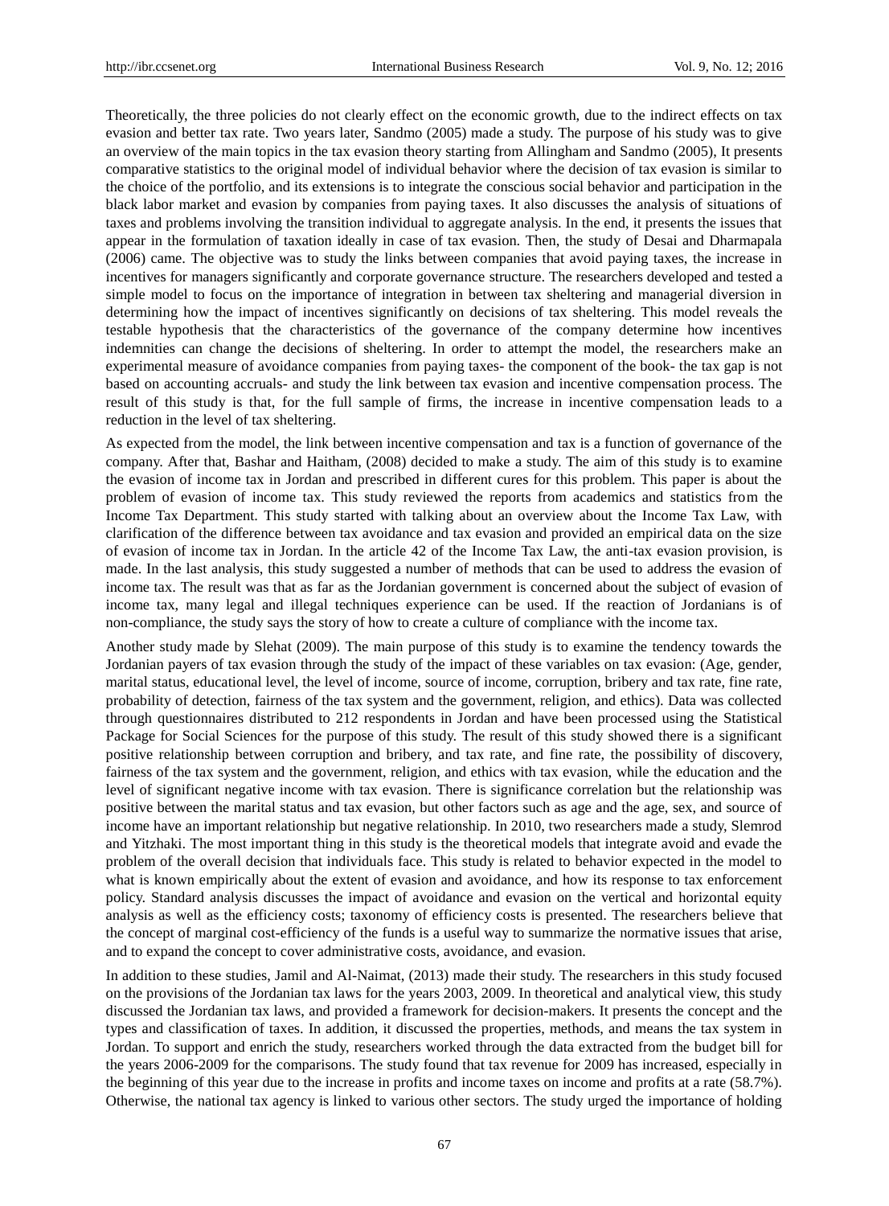Theoretically, the three policies do not clearly effect on the economic growth, due to the indirect effects on tax evasion and better tax rate. Two years later, Sandmo (2005) made a study. The purpose of his study was to give an overview of the main topics in the tax evasion theory starting from Allingham and Sandmo (2005), It presents comparative statistics to the original model of individual behavior where the decision of tax evasion is similar to the choice of the portfolio, and its extensions is to integrate the conscious social behavior and participation in the black labor market and evasion by companies from paying taxes. It also discusses the analysis of situations of taxes and problems involving the transition individual to aggregate analysis. In the end, it presents the issues that appear in the formulation of taxation ideally in case of tax evasion. Then, the study of Desai and Dharmapala (2006) came. The objective was to study the links between companies that avoid paying taxes, the increase in incentives for managers significantly and corporate governance structure. The researchers developed and tested a simple model to focus on the importance of integration in between tax sheltering and managerial diversion in determining how the impact of incentives significantly on decisions of tax sheltering. This model reveals the testable hypothesis that the characteristics of the governance of the company determine how incentives indemnities can change the decisions of sheltering. In order to attempt the model, the researchers make an experimental measure of avoidance companies from paying taxes- the component of the book- the tax gap is not based on accounting accruals- and study the link between tax evasion and incentive compensation process. The result of this study is that, for the full sample of firms, the increase in incentive compensation leads to a reduction in the level of tax sheltering.

As expected from the model, the link between incentive compensation and tax is a function of governance of the company. After that, Bashar and Haitham, (2008) decided to make a study. The aim of this study is to examine the evasion of income tax in Jordan and prescribed in different cures for this problem. This paper is about the problem of evasion of income tax. This study reviewed the reports from academics and statistics from the Income Tax Department. This study started with talking about an overview about the Income Tax Law, with clarification of the difference between tax avoidance and tax evasion and provided an empirical data on the size of evasion of income tax in Jordan. In the article 42 of the Income Tax Law, the anti-tax evasion provision, is made. In the last analysis, this study suggested a number of methods that can be used to address the evasion of income tax. The result was that as far as the Jordanian government is concerned about the subject of evasion of income tax, many legal and illegal techniques experience can be used. If the reaction of Jordanians is of non-compliance, the study says the story of how to create a culture of compliance with the income tax.

Another study made by Slehat (2009). The main purpose of this study is to examine the tendency towards the Jordanian payers of tax evasion through the study of the impact of these variables on tax evasion: (Age, gender, marital status, educational level, the level of income, source of income, corruption, bribery and tax rate, fine rate, probability of detection, fairness of the tax system and the government, religion, and ethics). Data was collected through questionnaires distributed to 212 respondents in Jordan and have been processed using the Statistical Package for Social Sciences for the purpose of this study. The result of this study showed there is a significant positive relationship between corruption and bribery, and tax rate, and fine rate, the possibility of discovery, fairness of the tax system and the government, religion, and ethics with tax evasion, while the education and the level of significant negative income with tax evasion. There is significance correlation but the relationship was positive between the marital status and tax evasion, but other factors such as age and the age, sex, and source of income have an important relationship but negative relationship. In 2010, two researchers made a study, Slemrod and Yitzhaki. The most important thing in this study is the theoretical models that integrate avoid and evade the problem of the overall decision that individuals face. This study is related to behavior expected in the model to what is known empirically about the extent of evasion and avoidance, and how its response to tax enforcement policy. Standard analysis discusses the impact of avoidance and evasion on the vertical and horizontal equity analysis as well as the efficiency costs; taxonomy of efficiency costs is presented. The researchers believe that the concept of marginal cost-efficiency of the funds is a useful way to summarize the normative issues that arise, and to expand the concept to cover administrative costs, avoidance, and evasion.

In addition to these studies, Jamil and Al-Naimat, (2013) made their study. The researchers in this study focused on the provisions of the Jordanian tax laws for the years 2003, 2009. In theoretical and analytical view, this study discussed the Jordanian tax laws, and provided a framework for decision-makers. It presents the concept and the types and classification of taxes. In addition, it discussed the properties, methods, and means the tax system in Jordan. To support and enrich the study, researchers worked through the data extracted from the budget bill for the years 2006-2009 for the comparisons. The study found that tax revenue for 2009 has increased, especially in the beginning of this year due to the increase in profits and income taxes on income and profits at a rate (58.7%). Otherwise, the national tax agency is linked to various other sectors. The study urged the importance of holding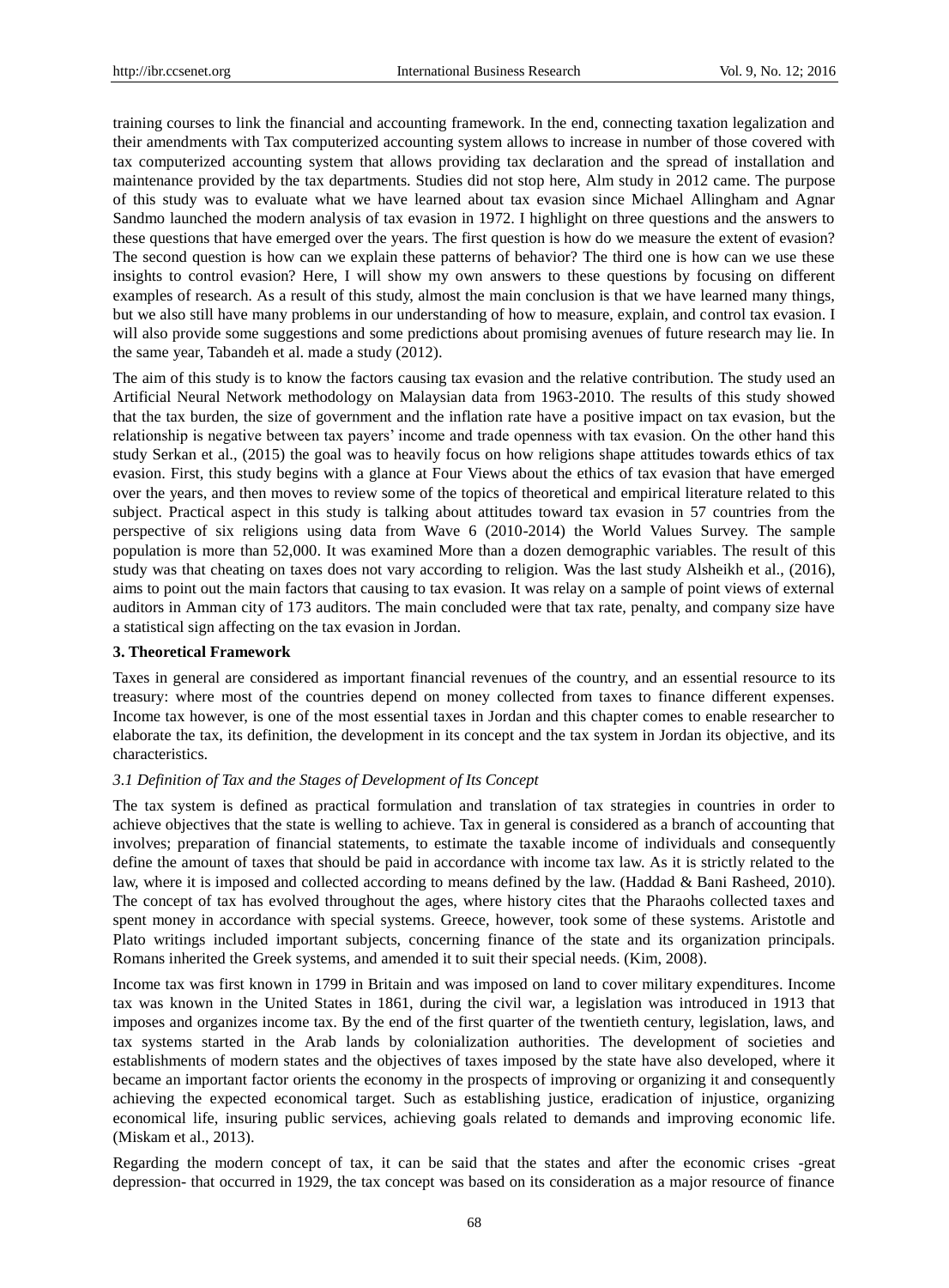training courses to link the financial and accounting framework. In the end, connecting taxation legalization and their amendments with Tax computerized accounting system allows to increase in number of those covered with tax computerized accounting system that allows providing tax declaration and the spread of installation and maintenance provided by the tax departments. Studies did not stop here, Alm study in 2012 came. The purpose of this study was to evaluate what we have learned about tax evasion since Michael Allingham and Agnar Sandmo launched the modern analysis of tax evasion in 1972. I highlight on three questions and the answers to these questions that have emerged over the years. The first question is how do we measure the extent of evasion? The second question is how can we explain these patterns of behavior? The third one is how can we use these insights to control evasion? Here, I will show my own answers to these questions by focusing on different examples of research. As a result of this study, almost the main conclusion is that we have learned many things, but we also still have many problems in our understanding of how to measure, explain, and control tax evasion. I will also provide some suggestions and some predictions about promising avenues of future research may lie. In the same year, Tabandeh et al. made a study (2012).

The aim of this study is to know the factors causing tax evasion and the relative contribution. The study used an Artificial Neural Network methodology on Malaysian data from 1963-2010. The results of this study showed that the tax burden, the size of government and the inflation rate have a positive impact on tax evasion, but the relationship is negative between tax payers' income and trade openness with tax evasion. On the other hand this study Serkan et al., (2015) the goal was to heavily focus on how religions shape attitudes towards ethics of tax evasion. First, this study begins with a glance at Four Views about the ethics of tax evasion that have emerged over the years, and then moves to review some of the topics of theoretical and empirical literature related to this subject. Practical aspect in this study is talking about attitudes toward tax evasion in 57 countries from the perspective of six religions using data from Wave 6 (2010-2014) the World Values Survey. The sample population is more than 52,000. It was examined More than a dozen demographic variables. The result of this study was that cheating on taxes does not vary according to religion. Was the last study Alsheikh et al., (2016), aims to point out the main factors that causing to tax evasion. It was relay on a sample of point views of external auditors in Amman city of 173 auditors. The main concluded were that tax rate, penalty, and company size have a statistical sign affecting on the tax evasion in Jordan.

## 3. Theoretical Framework

Taxes in general are considered as important financial revenues of the country, and an essential resource to its treasury: where most of the countries depend on money collected from taxes to finance different expenses. Income tax however, is one of the most essential taxes in Jordan and this chapter comes to enable researcher to elaborate the tax, its definition, the development in its concept and the tax system in Jordan its objective, and its characteristics.

### *3.1 Definition of Tax and the Stages of Development of Its Concept*

The tax system is defined as practical formulation and translation of tax strategies in countries in order to achieve objectives that the state is welling to achieve. Tax in general is considered as a branch of accounting that involves; preparation of financial statements, to estimate the taxable income of individuals and consequently define the amount of taxes that should be paid in accordance with income tax law. As it is strictly related to the law, where it is imposed and collected according to means defined by the law. (Haddad & Bani Rasheed, 2010). The concept of tax has evolved throughout the ages, where history cites that the Pharaohs collected taxes and spent money in accordance with special systems. Greece, however, took some of these systems. Aristotle and Plato writings included important subjects, concerning finance of the state and its organization principals. Romans inherited the Greek systems, and amended it to suit their special needs. (Kim, 2008).

Income tax was first known in 1799 in Britain and was imposed on land to cover military expenditures. Income tax was known in the United States in 1861, during the civil war, a legislation was introduced in 1913 that imposes and organizes income tax. By the end of the first quarter of the twentieth century, legislation, laws, and tax systems started in the Arab lands by colonialization authorities. The development of societies and establishments of modern states and the objectives of taxes imposed by the state have also developed, where it became an important factor orients the economy in the prospects of improving or organizing it and consequently achieving the expected economical target. Such as establishing justice, eradication of injustice, organizing economical life, insuring public services, achieving goals related to demands and improving economic life. (Miskam et al., 2013).

Regarding the modern concept of tax, it can be said that the states and after the economic crises -great depression- that occurred in 1929, the tax concept was based on its consideration as a major resource of finance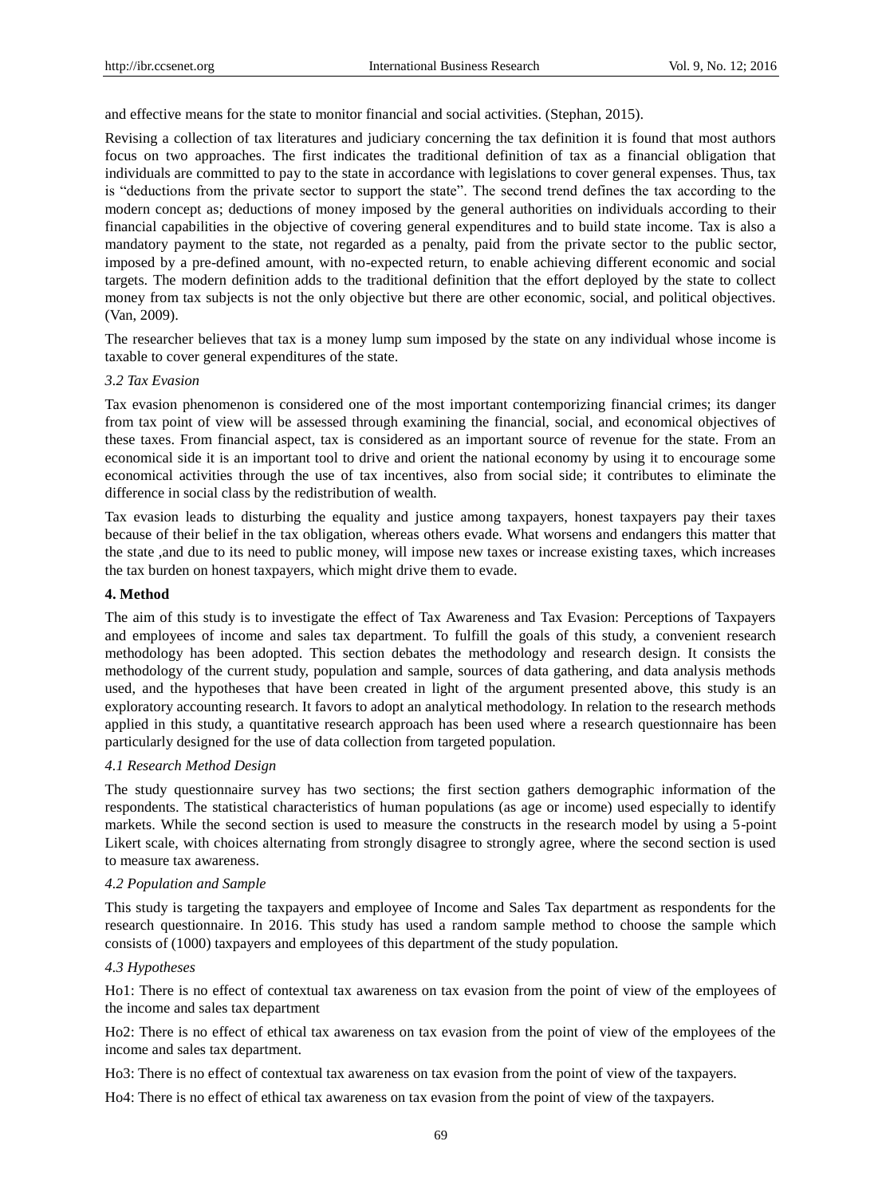and effective means for the state to monitor financial and social activities. (Stephan, 2015).

Revising a collection of tax literatures and judiciary concerning the tax definition it is found that most authors focus on two approaches. The first indicates the traditional definition of tax as a financial obligation that individuals are committed to pay to the state in accordance with legislations to cover general expenses. Thus, tax is "deductions from the private sector to support the state". The second trend defines the tax according to the modern concept as; deductions of money imposed by the general authorities on individuals according to their financial capabilities in the objective of covering general expenditures and to build state income. Tax is also a mandatory payment to the state, not regarded as a penalty, paid from the private sector to the public sector, imposed by a pre-defined amount, with no-expected return, to enable achieving different economic and social targets. The modern definition adds to the traditional definition that the effort deployed by the state to collect money from tax subjects is not the only objective but there are other economic, social, and political objectives. (Van, 2009).

The researcher believes that tax is a money lump sum imposed by the state on any individual whose income is taxable to cover general expenditures of the state.

### *3.2 Tax Evasion*

Tax evasion phenomenon is considered one of the most important contemporizing financial crimes; its danger from tax point of view will be assessed through examining the financial, social, and economical objectives of these taxes. From financial aspect, tax is considered as an important source of revenue for the state. From an economical side it is an important tool to drive and orient the national economy by using it to encourage some economical activities through the use of tax incentives, also from social side; it contributes to eliminate the difference in social class by the redistribution of wealth.

Tax evasion leads to disturbing the equality and justice among taxpayers, honest taxpayers pay their taxes because of their belief in the tax obligation, whereas others evade. What worsens and endangers this matter that the state ,and due to its need to public money, will impose new taxes or increase existing taxes, which increases the tax burden on honest taxpayers, which might drive them to evade.

## **4. Method**

The aim of this study is to investigate the effect of Tax Awareness and Tax Evasion: Perceptions of Taxpayers and employees of income and sales tax department. To fulfill the goals of this study, a convenient research methodology has been adopted. This section debates the methodology and research design. It consists the methodology of the current study, population and sample, sources of data gathering, and data analysis methods used, and the hypotheses that have been created in light of the argument presented above, this study is an exploratory accounting research. It favors to adopt an analytical methodology. In relation to the research methods applied in this study, a quantitative research approach has been used where a research questionnaire has been particularly designed for the use of data collection from targeted population.

### *4.1 Research Method Design*

The study questionnaire survey has two sections; the first section gathers demographic information of the respondents. The statistical characteristics of human populations (as age or income) used especially to identify markets. While the second section is used to measure the constructs in the research model by using a 5-point Likert scale, with choices alternating from strongly disagree to strongly agree, where the second section is used to measure tax awareness.

### *4.2 Population and Sample*

This study is targeting the taxpayers and employee of Income and Sales Tax department as respondents for the research questionnaire. In 2016. This study has used a random sample method to choose the sample which consists of (1000) taxpayers and employees of this department of the study population.

### *4.3 Hypotheses*

Ho1: There is no effect of contextual tax awareness on tax evasion from the point of view of the employees of the income and sales tax department

Ho2: There is no effect of ethical tax awareness on tax evasion from the point of view of the employees of the income and sales tax department.

Ho3: There is no effect of contextual tax awareness on tax evasion from the point of view of the taxpayers.

Ho4: There is no effect of ethical tax awareness on tax evasion from the point of view of the taxpayers.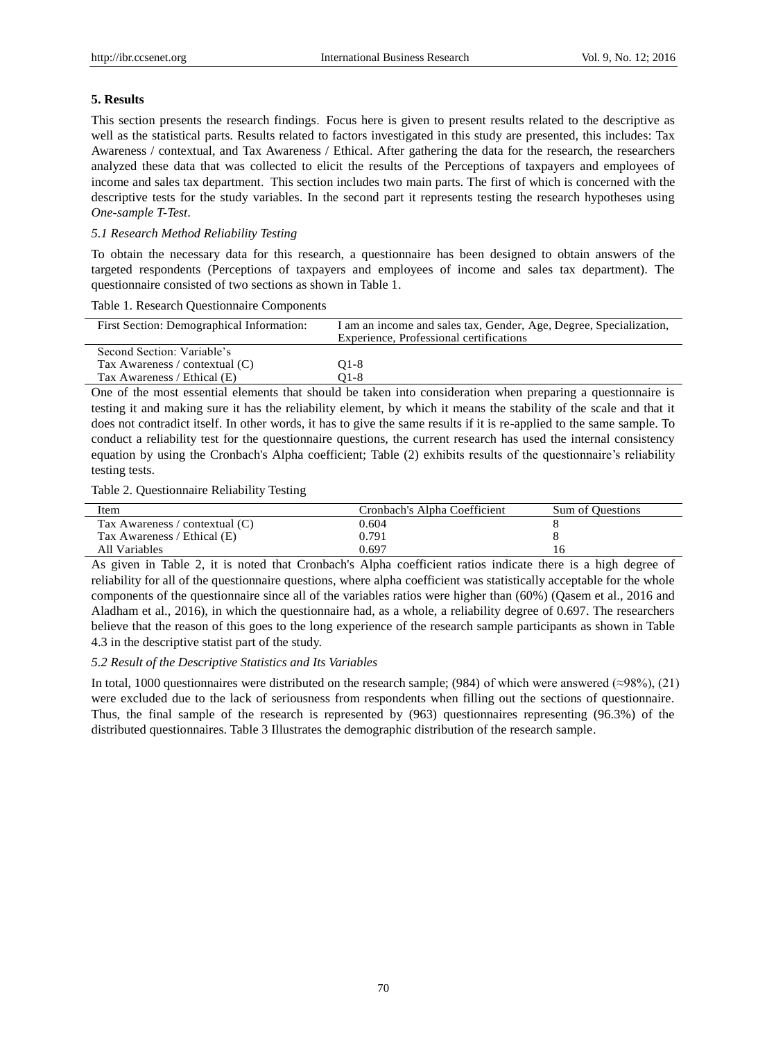## 5. Results

This section presents the research findings. Focus here is given to present results related to the descriptive as well as the statistical parts. Results related to factors investigated in this study are presented, this includes: Tax Awareness / contextual, and Tax Awareness / Ethical. After gathering the data for the research, the researchers analyzed these data that was collected to elicit the results of the Perceptions of taxpayers and employees of income and sales tax department. This section includes two main parts. The first of which is concerned with the descriptive tests for the study variables. In the second part it represents testing the research hypotheses using *One-sample T-Test*.

### *5.1 Research Method Reliability Testing*

To obtain the necessary data for this research, a questionnaire has been designed to obtain answers of the targeted respondents (Perceptions of taxpayers and employees of income and sales tax department). The questionnaire consisted of two sections as shown in Table 1.

Table 1. Research Questionnaire Components

| First Section: Demographical Information: | I am an income and sales tax, Gender, Age, Degree, Specialization, Experience, Professional certifications |
|---|---|
| Second Section: Variable's | |
| Tax Awareness / contextual (C) | Q1-8 |
| Tax Awareness / Ethical (E) | Q1-8 |

One of the most essential elements that should be taken into consideration when preparing a questionnaire is testing it and making sure it has the reliability element, by which it means the stability of the scale and that it does not contradict itself. In other words, it has to give the same results if it is re-applied to the same sample. To conduct a reliability test for the questionnaire questions, the current research has used the internal consistency equation by using the Cronbach's Alpha coefficient; Table (2) exhibits results of the questionnaire's reliability testing tests.

Table 2. Questionnaire Reliability Testing

| Item | Cronbach's Alpha Coefficient | Sum of Questions |
|---|---|---|
| Tax Awareness / contextual (C) | 0.604 | 8 |
| Tax Awareness / Ethical (E) | 0.791 | 8 |
| All Variables | 0.697 | 16 |

As given in Table 2, it is noted that Cronbach's Alpha coefficient ratios indicate there is a high degree of reliability for all of the questionnaire questions, where alpha coefficient was statistically acceptable for the whole components of the questionnaire since all of the variables ratios were higher than (60%) (Qasem et al., 2016 and Aladham et al., 2016), in which the questionnaire had, as a whole, a reliability degree of 0.697. The researchers believe that the reason of this goes to the long experience of the research sample participants as shown in Table 4.3 in the descriptive statist part of the study.

### *5.2 Result of the Descriptive Statistics and Its Variables*

In total, 1000 questionnaires were distributed on the research sample; (984) of which were answered (≈98%), (21) were excluded due to the lack of seriousness from respondents when filling out the sections of questionnaire. Thus, the final sample of the research is represented by (963) questionnaires representing (96.3%) of the distributed questionnaires. Table 3 Illustrates the demographic distribution of the research sample.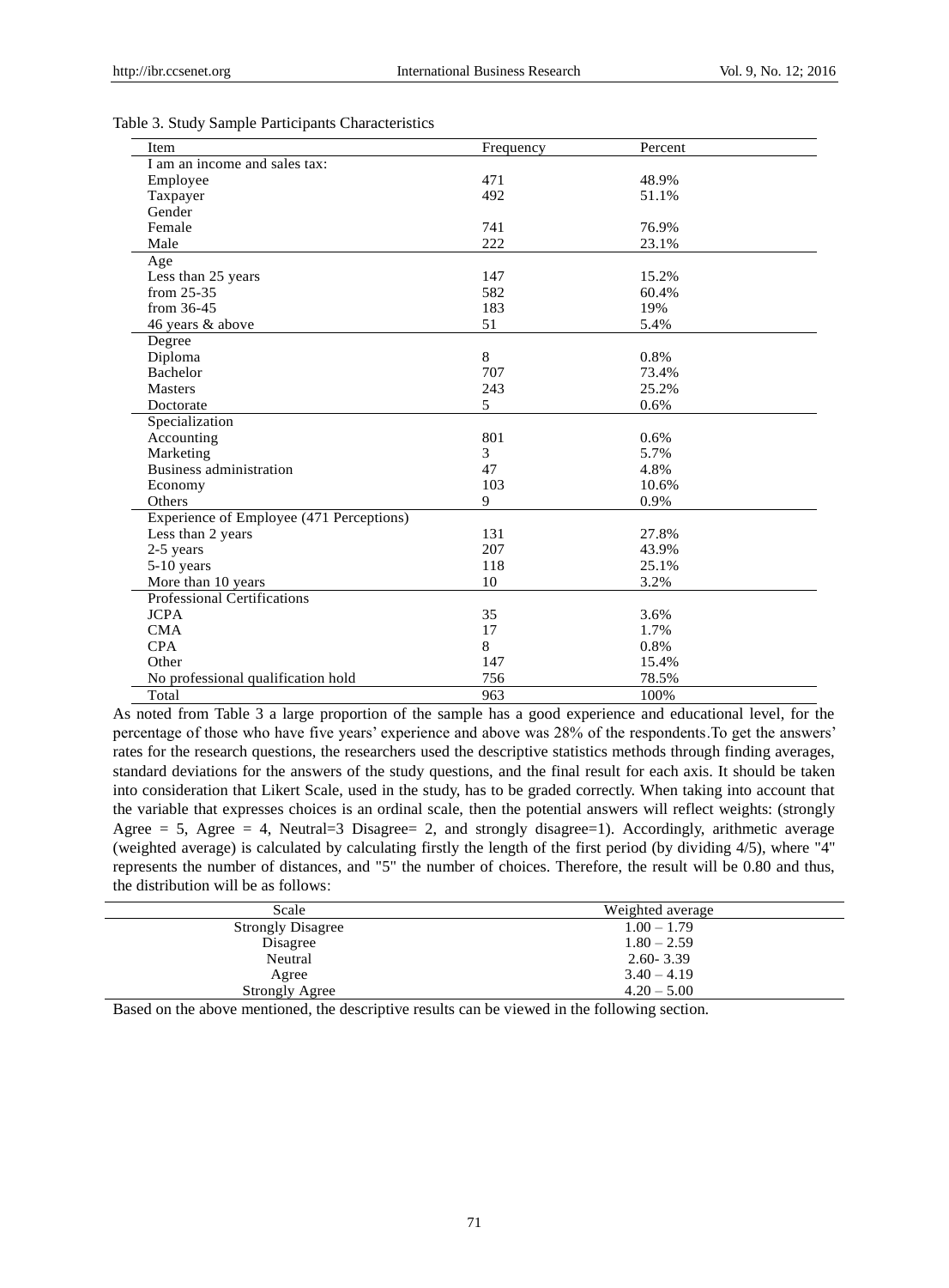Table 3. Study Sample Participants Characteristics

| Item | Frequency | Percent |
|---|---|---|
| I am an income and sales tax: | | |
| Employee | 471 | 48.9% |
| Taxpayer | 492 | 51.1% |
| Gender | | |
| Female | 741 | 76.9% |
| Male | 222 | 23.1% |
| Age | | |
| Less than 25 years | 147 | 15.2% |
| from 25-35 | 582 | 60.4% |
| from 36-45 | 183 | 19% |
| 46 years & above | 51 | 5.4% |
| Degree | | |
| Diploma | 8 | 0.8% |
| Bachelor | 707 | 73.4% |
| Masters | 243 | 25.2% |
| Doctorate | 5 | 0.6% |
| Specialization | | |
| Accounting | 801 | 0.6% |
| Marketing | 3 | 5.7% |
| Business administration | 47 | 4.8% |
| Economy | 103 | 10.6% |
| Others | 9 | 0.9% |
| Experience of Employee (471 Perceptions) | | |
| Less than 2 years | 131 | 27.8% |
| 2-5 years | 207 | 43.9% |
| 5-10 years | 118 | 25.1% |
| More than 10 years | 10 | 3.2% |
| Professional Certifications | | |
| JCPA | 35 | 3.6% |
| CMA | 17 | 1.7% |
| CPA | 8 | 0.8% |
| Other | 147 | 15.4% |
| No professional qualification hold | 756 | 78.5% |
| Total | 963 | 100% |

As noted from Table 3 a large proportion of the sample has a good experience and educational level, for the percentage of those who have five years' experience and above was 28% of the respondents.To get the answers' rates for the research questions, the researchers used the descriptive statistics methods through finding averages, standard deviations for the answers of the study questions, and the final result for each axis. It should be taken into consideration that Likert Scale, used in the study, has to be graded correctly. When taking into account that the variable that expresses choices is an ordinal scale, then the potential answers will reflect weights: (strongly Agree = 5, Agree = 4, Neutral=3 Disagree= 2, and strongly disagree=1). Accordingly, arithmetic average (weighted average) is calculated by calculating firstly the length of the first period (by dividing 4/5), where "4" represents the number of distances, and "5" the number of choices. Therefore, the result will be 0.80 and thus, the distribution will be as follows:

| Scale | Weighted average |
|---|---|
| Strongly Disagree | 1.00 – 1.79 |
| Disagree | 1.80 – 2.59 |
| Neutral | 2.60- 3.39 |
| Agree | 3.40 – 4.19 |
| Strongly Agree | 4.20 – 5.00 |

Based on the above mentioned, the descriptive results can be viewed in the following section.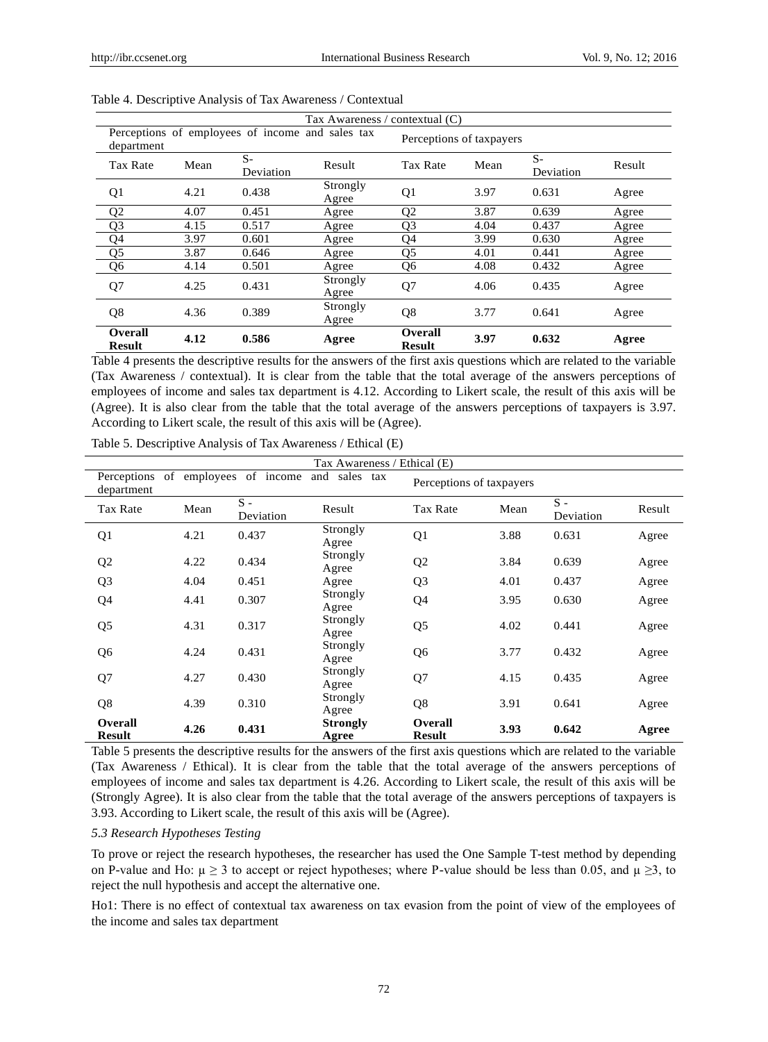Table 4. Descriptive Analysis of Tax Awareness / Contextual

| Tax Awareness / contextual (C) | | | | | | | |
|---|---|---|---|---|---|---|---|
| Perceptions of employees of income and sales tax department | | | | Perceptions of taxpayers | | | |
| Tax Rate | Mean | S-Deviation | Result | Tax Rate | Mean | S-Deviation | Result |
| Q1 | 4.21 | 0.438 | Strongly Agree | Q1 | 3.97 | 0.631 | Agree |
| Q2 | 4.07 | 0.451 | Agree | Q2 | 3.87 | 0.639 | Agree |
| Q3 | 4.15 | 0.517 | Agree | Q3 | 4.04 | 0.437 | Agree |
| Q4 | 3.97 | 0.601 | Agree | Q4 | 3.99 | 0.630 | Agree |
| Q5 | 3.87 | 0.646 | Agree | Q5 | 4.01 | 0.441 | Agree |
| Q6 | 4.14 | 0.501 | Agree | Q6 | 4.08 | 0.432 | Agree |
| Q7 | 4.25 | 0.431 | Strongly Agree | Q7 | 4.06 | 0.435 | Agree |
| Q8 | 4.36 | 0.389 | Strongly Agree | Q8 | 3.77 | 0.641 | Agree |
| **Overall Result** | **4.12** | **0.586** | **Agree** | **Overall Result** | **3.97** | **0.632** | **Agree** |

Table 4 presents the descriptive results for the answers of the first axis questions which are related to the variable (Tax Awareness / contextual). It is clear from the table that the total average of the answers perceptions of employees of income and sales tax department is 4.12. According to Likert scale, the result of this axis will be (Agree). It is also clear from the table that the total average of the answers perceptions of taxpayers is 3.97. According to Likert scale, the result of this axis will be (Agree).

Table 5. Descriptive Analysis of Tax Awareness / Ethical (E)

| Tax Awareness / Ethical (E) | | | | | | | |
|---|---|---|---|---|---|---|---|
| Perceptions of employees of income and sales tax department | | | | Perceptions of taxpayers | | | |
| Tax Rate | Mean | S - Deviation | Result | Tax Rate | Mean | S - Deviation | Result |
| Q1 | 4.21 | 0.437 | Strongly Agree | Q1 | 3.88 | 0.631 | Agree |
| Q2 | 4.22 | 0.434 | Strongly Agree | Q2 | 3.84 | 0.639 | Agree |
| Q3 | 4.04 | 0.451 | Agree | Q3 | 4.01 | 0.437 | Agree |
| Q4 | 4.41 | 0.307 | Strongly Agree | Q4 | 3.95 | 0.630 | Agree |
| Q5 | 4.31 | 0.317 | Strongly Agree | Q5 | 4.02 | 0.441 | Agree |
| Q6 | 4.24 | 0.431 | Strongly Agree | Q6 | 3.77 | 0.432 | Agree |
| Q7 | 4.27 | 0.430 | Strongly Agree | Q7 | 4.15 | 0.435 | Agree |
| Q8 | 4.39 | 0.310 | Strongly Agree | Q8 | 3.91 | 0.641 | Agree |
| **Overall Result** | **4.26** | **0.431** | **Strongly Agree** | **Overall Result** | **3.93** | **0.642** | **Agree** |

Table 5 presents the descriptive results for the answers of the first axis questions which are related to the variable (Tax Awareness / Ethical). It is clear from the table that the total average of the answers perceptions of employees of income and sales tax department is 4.26. According to Likert scale, the result of this axis will be (Strongly Agree). It is also clear from the table that the total average of the answers perceptions of taxpayers is 3.93. According to Likert scale, the result of this axis will be (Agree).

### *5.3 Research Hypotheses Testing*

To prove or reject the research hypotheses, the researcher has used the One Sample T-test method by depending on P-value and Ho: $\mu \geq 3$ to accept or reject hypotheses; where P-value should be less than 0.05, and $\mu \geq 3$, to reject the null hypothesis and accept the alternative one.

Ho1: There is no effect of contextual tax awareness on tax evasion from the point of view of the employees of the income and sales tax department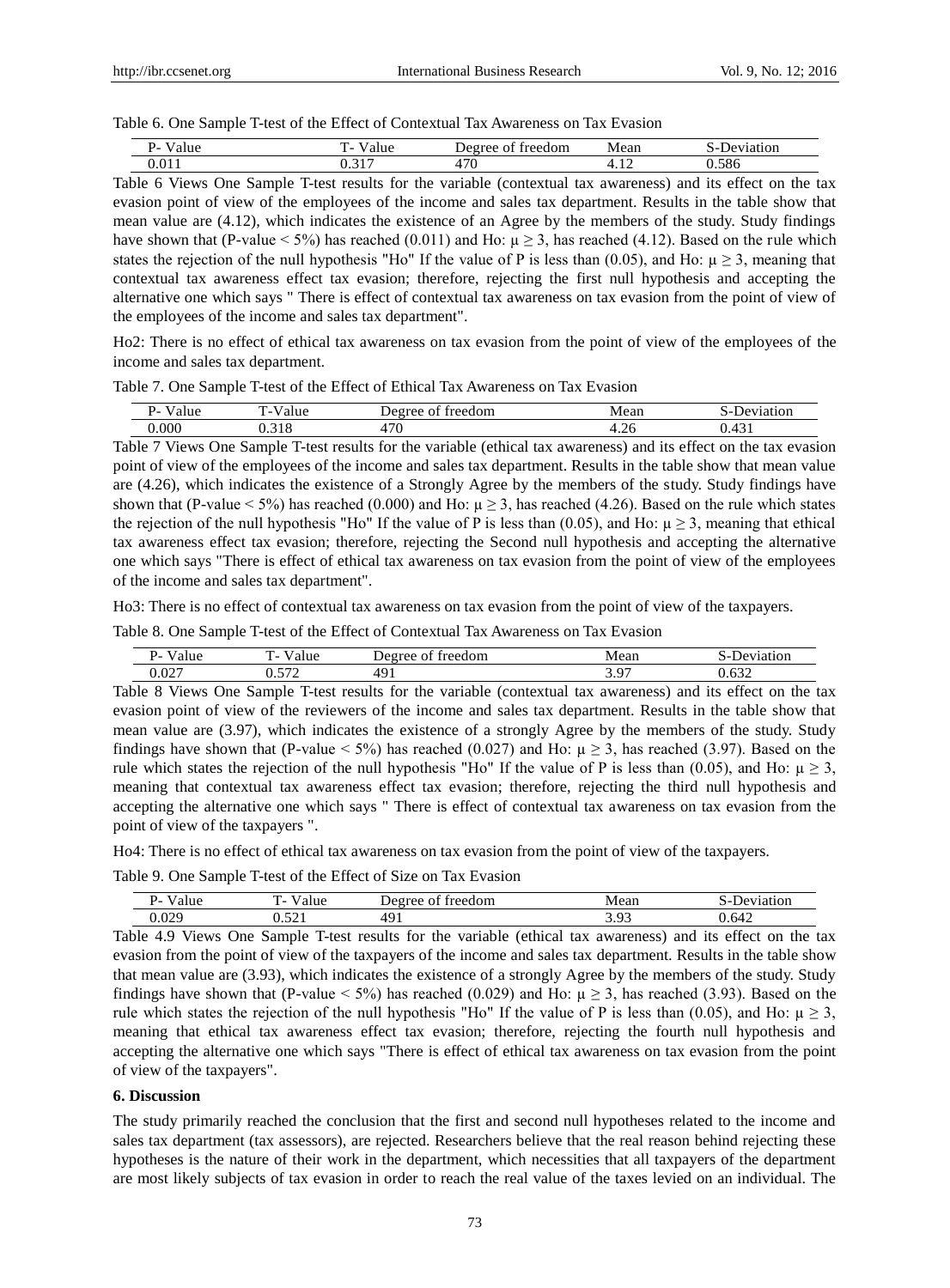Table 6. One Sample T-test of the Effect of Contextual Tax Awareness on Tax Evasion

| P- Value | T- Value | Degree of freedom | Mean | S-Deviation |
|---|---|---|---|---|
| 0.011 | 0.317 | 470 | 4.12 | 0.586 |

Table 6 Views One Sample T-test results for the variable (contextual tax awareness) and its effect on the tax evasion point of view of the employees of the income and sales tax department. Results in the table show that mean value are (4.12), which indicates the existence of an Agree by the members of the study. Study findings have shown that (P-value < 5%) has reached (0.011) and Ho: $\mu \geq 3$, has reached (4.12). Based on the rule which states the rejection of the null hypothesis "Ho" If the value of P is less than (0.05), and Ho: $\mu \geq 3$, meaning that contextual tax awareness effect tax evasion; therefore, rejecting the first null hypothesis and accepting the alternative one which says " There is effect of contextual tax awareness on tax evasion from the point of view of the employees of the income and sales tax department".

Ho2: There is no effect of ethical tax awareness on tax evasion from the point of view of the employees of the income and sales tax department.

Table 7. One Sample T-test of the Effect of Ethical Tax Awareness on Tax Evasion

| P- Value | T-Value | Degree of freedom | Mean | S-Deviation |
|---|---|---|---|---|
| 0.000 | 0.318 | 470 | 4.26 | 0.431 |

Table 7 Views One Sample T-test results for the variable (ethical tax awareness) and its effect on the tax evasion point of view of the employees of the income and sales tax department. Results in the table show that mean value are (4.26), which indicates the existence of a Strongly Agree by the members of the study. Study findings have shown that (P-value < 5%) has reached (0.000) and Ho: $\mu \geq 3$, has reached (4.26). Based on the rule which states the rejection of the null hypothesis "Ho" If the value of P is less than (0.05), and Ho: $\mu \geq 3$, meaning that ethical tax awareness effect tax evasion; therefore, rejecting the Second null hypothesis and accepting the alternative one which says "There is effect of ethical tax awareness on tax evasion from the point of view of the employees of the income and sales tax department".

Ho3: There is no effect of contextual tax awareness on tax evasion from the point of view of the taxpayers.

Table 8. One Sample T-test of the Effect of Contextual Tax Awareness on Tax Evasion

| P- Value | T- Value | Degree of freedom | Mean | S-Deviation |
|---|---|---|---|---|
| 0.027 | 0.572 | 491 | 3.97 | 0.632 |

Table 8 Views One Sample T-test results for the variable (contextual tax awareness) and its effect on the tax evasion point of view of the reviewers of the income and sales tax department. Results in the table show that mean value are (3.97), which indicates the existence of a strongly Agree by the members of the study. Study findings have shown that (P-value < 5%) has reached (0.027) and Ho: $\mu \geq 3$, has reached (3.97). Based on the rule which states the rejection of the null hypothesis "Ho" If the value of P is less than (0.05), and Ho: $\mu \geq 3$, meaning that contextual tax awareness effect tax evasion; therefore, rejecting the third null hypothesis and accepting the alternative one which says " There is effect of contextual tax awareness on tax evasion from the point of view of the taxpayers ".

Ho4: There is no effect of ethical tax awareness on tax evasion from the point of view of the taxpayers.

Table 9. One Sample T-test of the Effect of Size on Tax Evasion

| P- Value | T- Value | Degree of freedom | Mean | S-Deviation |
|---|---|---|---|---|
| 0.029 | 0.521 | 491 | 3.93 | 0.642 |

Table 4.9 Views One Sample T-test results for the variable (ethical tax awareness) and its effect on the tax evasion from the point of view of the taxpayers of the income and sales tax department. Results in the table show that mean value are (3.93), which indicates the existence of a strongly Agree by the members of the study. Study findings have shown that (P-value < 5%) has reached (0.029) and Ho: $\mu \geq 3$, has reached (3.93). Based on the rule which states the rejection of the null hypothesis "Ho" If the value of P is less than (0.05), and Ho: $\mu \geq 3$, meaning that ethical tax awareness effect tax evasion; therefore, rejecting the fourth null hypothesis and accepting the alternative one which says "There is effect of ethical tax awareness on tax evasion from the point of view of the taxpayers".

## 6. Discussion

The study primarily reached the conclusion that the first and second null hypotheses related to the income and sales tax department (tax assessors), are rejected. Researchers believe that the real reason behind rejecting these hypotheses is the nature of their work in the department, which necessities that all taxpayers of the department are most likely subjects of tax evasion in order to reach the real value of the taxes levied on an individual. The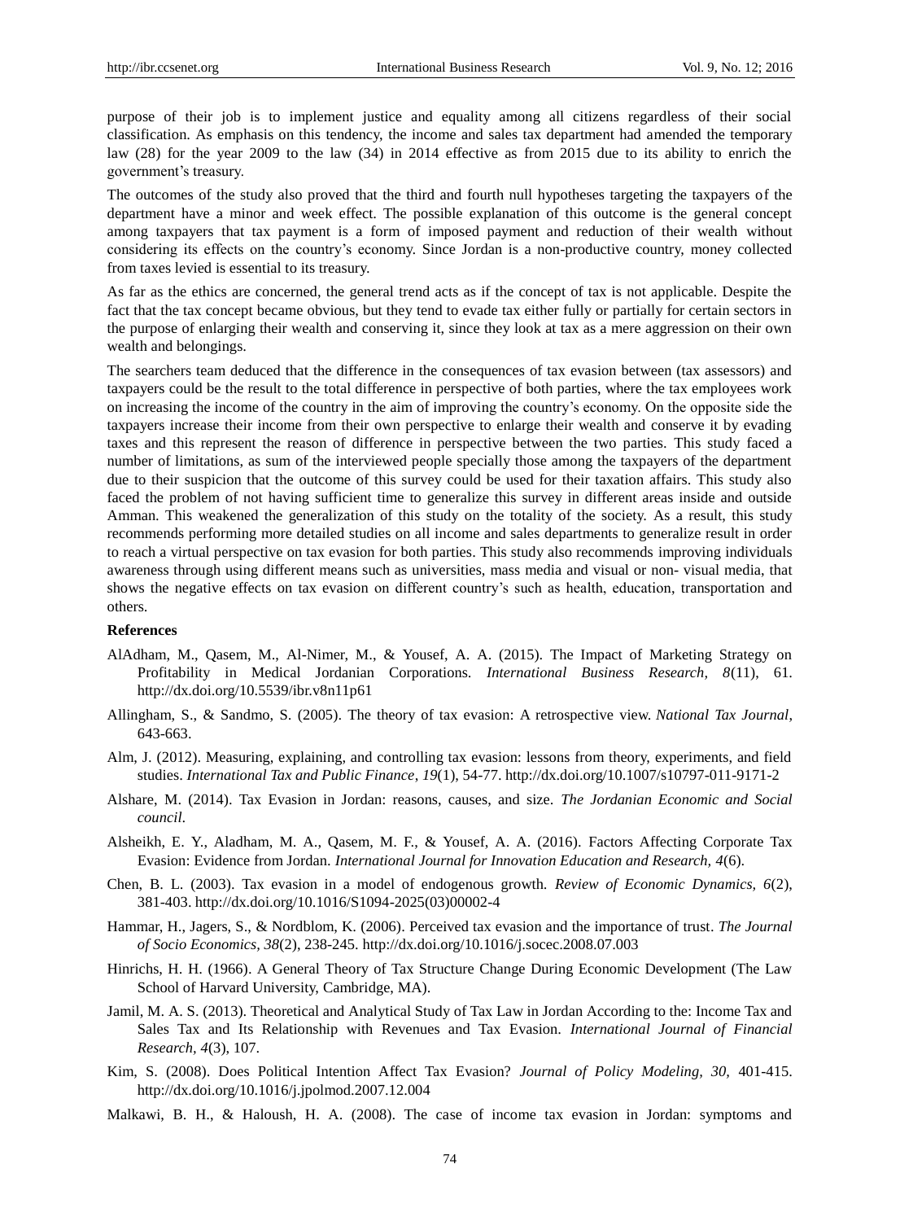purpose of their job is to implement justice and equality among all citizens regardless of their social classification. As emphasis on this tendency, the income and sales tax department had amended the temporary law (28) for the year 2009 to the law (34) in 2014 effective as from 2015 due to its ability to enrich the government's treasury.

The outcomes of the study also proved that the third and fourth null hypotheses targeting the taxpayers of the department have a minor and week effect. The possible explanation of this outcome is the general concept among taxpayers that tax payment is a form of imposed payment and reduction of their wealth without considering its effects on the country's economy. Since Jordan is a non-productive country, money collected from taxes levied is essential to its treasury.

As far as the ethics are concerned, the general trend acts as if the concept of tax is not applicable. Despite the fact that the tax concept became obvious, but they tend to evade tax either fully or partially for certain sectors in the purpose of enlarging their wealth and conserving it, since they look at tax as a mere aggression on their own wealth and belongings.

The searchers team deduced that the difference in the consequences of tax evasion between (tax assessors) and taxpayers could be the result to the total difference in perspective of both parties, where the tax employees work on increasing the income of the country in the aim of improving the country's economy. On the opposite side the taxpayers increase their income from their own perspective to enlarge their wealth and conserve it by evading taxes and this represent the reason of difference in perspective between the two parties. This study faced a number of limitations, as sum of the interviewed people specially those among the taxpayers of the department due to their suspicion that the outcome of this survey could be used for their taxation affairs. This study also faced the problem of not having sufficient time to generalize this survey in different areas inside and outside Amman. This weakened the generalization of this study on the totality of the society. As a result, this study recommends performing more detailed studies on all income and sales departments to generalize result in order to reach a virtual perspective on tax evasion for both parties. This study also recommends improving individuals awareness through using different means such as universities, mass media and visual or non- visual media, that shows the negative effects on tax evasion on different country's such as health, education, transportation and others.

**References**

AlAdham, M., Qasem, M., Al-Nimer, M., & Yousef, A. A. (2015). The Impact of Marketing Strategy on Profitability in Medical Jordanian Corporations. *International Business Research, 8*(11), 61. http://dx.doi.org/10.5539/ibr.v8n11p61

Allingham, S., & Sandmo, S. (2005). The theory of tax evasion: A retrospective view. *National Tax Journal*, 643-663.

Alm, J. (2012). Measuring, explaining, and controlling tax evasion: lessons from theory, experiments, and field studies. *International Tax and Public Finance, 19*(1), 54-77. http://dx.doi.org/10.1007/s10797-011-9171-2

Alshare, M. (2014). Tax Evasion in Jordan: reasons, causes, and size. *The Jordanian Economic and Social council.*

Alsheikh, E. Y., Aladham, M. A., Qasem, M. F., & Yousef, A. A. (2016). Factors Affecting Corporate Tax Evasion: Evidence from Jordan. *International Journal for Innovation Education and Research, 4*(6).

Chen, B. L. (2003). Tax evasion in a model of endogenous growth. *Review of Economic Dynamics, 6*(2), 381-403. http://dx.doi.org/10.1016/S1094-2025(03)00002-4

Hammar, H., Jagers, S., & Nordblom, K. (2006). Perceived tax evasion and the importance of trust. *The Journal of Socio Economics, 38*(2), 238-245. http://dx.doi.org/10.1016/j.socec.2008.07.003

Hinrichs, H. H. (1966). A General Theory of Tax Structure Change During Economic Development (The Law School of Harvard University, Cambridge, MA).

Jamil, M. A. S. (2013). Theoretical and Analytical Study of Tax Law in Jordan According to the: Income Tax and Sales Tax and Its Relationship with Revenues and Tax Evasion. *International Journal of Financial Research, 4*(3), 107.

Kim, S. (2008). Does Political Intention Affect Tax Evasion? *Journal of Policy Modeling, 30,* 401-415. http://dx.doi.org/10.1016/j.jpolmod.2007.12.004

Malkawi, B. H., & Haloush, H. A. (2008). The case of income tax evasion in Jordan: symptoms and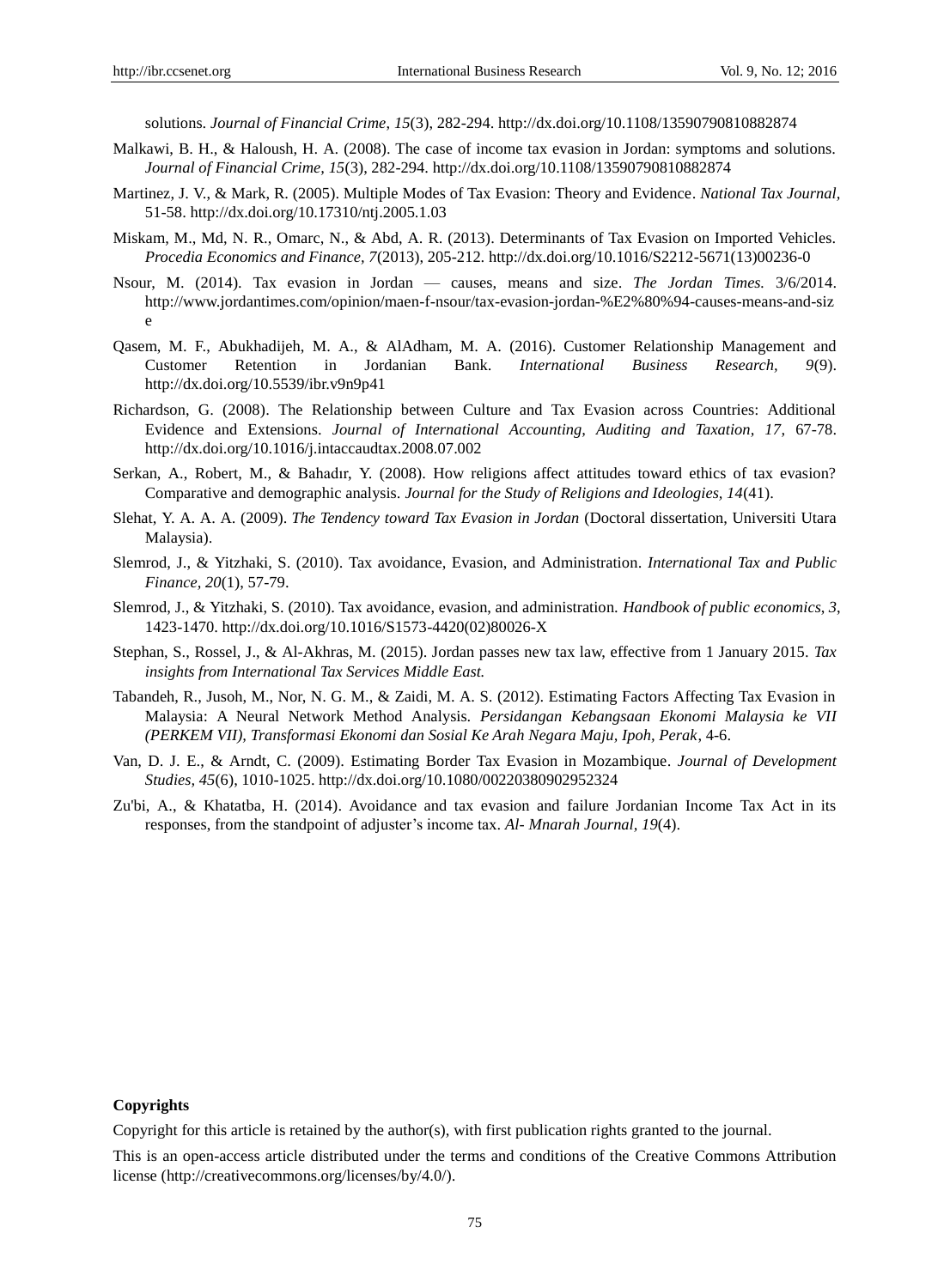solutions. *Journal of Financial Crime, 15*(3), 282-294. http://dx.doi.org/10.1108/13590790810882874

Malkawi, B. H., & Haloush, H. A. (2008). The case of income tax evasion in Jordan: symptoms and solutions. *Journal of Financial Crime, 15*(3), 282-294. http://dx.doi.org/10.1108/13590790810882874

Martinez, J. V., & Mark, R. (2005). Multiple Modes of Tax Evasion: Theory and Evidence. *National Tax Journal,* 51-58. http://dx.doi.org/10.17310/ntj.2005.1.03

Miskam, M., Md, N. R., Omarc, N., & Abd, A. R. (2013). Determinants of Tax Evasion on Imported Vehicles. *Procedia Economics and Finance, 7*(2013), 205-212. http://dx.doi.org/10.1016/S2212-5671(13)00236-0

Nsour, M. (2014). Tax evasion in Jordan — causes, means and size. *The Jordan Times.* 3/6/2014. http://www.jordantimes.com/opinion/maen-f-nsour/tax-evasion-jordan-%E2%80%94-causes-means-and-size

Qasem, M. F., Abukhadijeh, M. A., & AlAdham, M. A. (2016). Customer Relationship Management and Customer Retention in Jordanian Bank. *International Business Research, 9*(9). http://dx.doi.org/10.5539/ibr.v9n9p41

Richardson, G. (2008). The Relationship between Culture and Tax Evasion across Countries: Additional Evidence and Extensions. *Journal of International Accounting, Auditing and Taxation, 17,* 67-78. http://dx.doi.org/10.1016/j.intaccaudtax.2008.07.002

Serkan, A., Robert, M., & Bahadır, Y. (2008). How religions affect attitudes toward ethics of tax evasion? Comparative and demographic analysis. *Journal for the Study of Religions and Ideologies, 14*(41).

Slehat, Y. A. A. A. (2009). *The Tendency toward Tax Evasion in Jordan* (Doctoral dissertation, Universiti Utara Malaysia).

Slemrod, J., & Yitzhaki, S. (2010). Tax avoidance, Evasion, and Administration. *International Tax and Public Finance, 20*(1), 57-79.

Slemrod, J., & Yitzhaki, S. (2010). Tax avoidance, evasion, and administration. *Handbook of public economics, 3*, 1423-1470. http://dx.doi.org/10.1016/S1573-4420(02)80026-X

Stephan, S., Rossel, J., & Al-Akhras, M. (2015). Jordan passes new tax law, effective from 1 January 2015. *Tax insights from International Tax Services Middle East.*

Tabandeh, R., Jusoh, M., Nor, N. G. M., & Zaidi, M. A. S. (2012). Estimating Factors Affecting Tax Evasion in Malaysia: A Neural Network Method Analysis. *Persidangan Kebangsaan Ekonomi Malaysia ke VII (PERKEM VII), Transformasi Ekonomi dan Sosial Ke Arah Negara Maju, Ipoh, Perak*, 4-6.

Van, D. J. E., & Arndt, C. (2009). Estimating Border Tax Evasion in Mozambique. *Journal of Development Studies, 45*(6), 1010-1025. http://dx.doi.org/10.1080/00220380902952324

Zu'bi, A., & Khatatba, H. (2014). Avoidance and tax evasion and failure Jordanian Income Tax Act in its responses, from the standpoint of adjuster's income tax. *Al- Mnarah Journal, 19*(4).

**Copyrights**

Copyright for this article is retained by the author(s), with first publication rights granted to the journal.

This is an open-access article distributed under the terms and conditions of the Creative Commons Attribution license (http://creativecommons.org/licenses/by/4.0/).